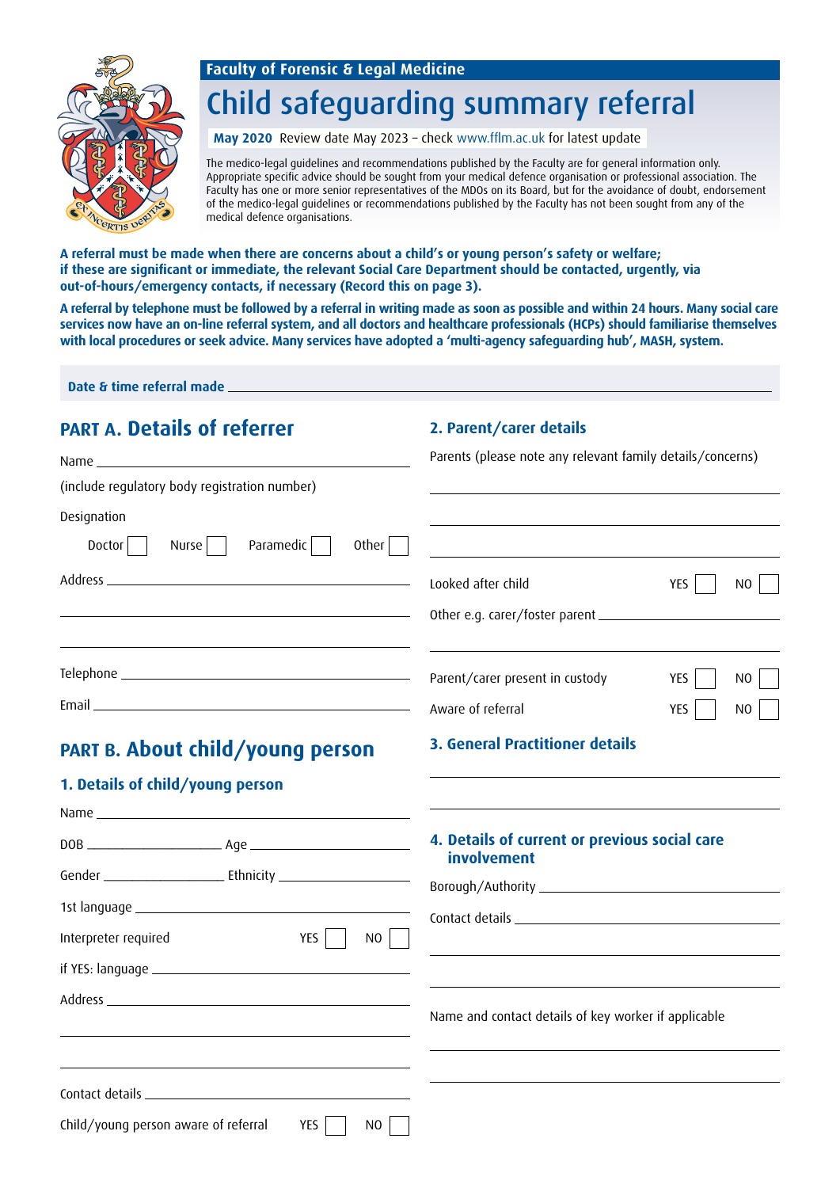**Faculty of Forensic & Legal Medicine**

# Child safeguarding summary referral

**May 2020** Review date May 2023 – check www.fflm.ac.uk for latest update

The medico-legal guidelines and recommendations published by the Faculty are for general information only. Appropriate specific advice should be sought from your medical defence organisation or professional association. The Faculty has one or more senior representatives of the MDOs on its Board, but for the avoidance of doubt, endorsement of the medico-legal guidelines or recommendations published by the Faculty has not been sought from any of the medical defence organisations.

**A referral must be made when there are concerns about a child's or young person's safety or welfare; if these are significant or immediate, the relevant Social Care Department should be contacted, urgently, via out-of-hours/emergency contacts, if necessary (Record this on page 3).**

**A referral by telephone must be followed by a referral in writing made as soon as possible and within 24 hours. Many social care services now have an on-line referral system, and all doctors and healthcare professionals (HCPs) should familiarise themselves with local procedures or seek advice. Many services have adopted a 'multi-agency safeguarding hub', MASH, system.**

**Date & time referral made** ______________________________

## PART A. Details of referrer

Name ______________________________

(include regulatory body registration number)

Designation

Doctor ☐ Nurse ☐ Paramedic ☐ Other ☐

Address ______________________________

______________________________

______________________________

Telephone ______________________________

Email ______________________________

## PART B. About child/young person

### 1. Details of child/young person

Name ______________________________

DOB ______________ Age ______________

Gender ______________ Ethnicity ______________

1st language ______________________________

Interpreter required YES ☐ NO ☐

if YES: language ______________________________

Address ______________________________

______________________________

______________________________

Contact details ______________________________

Child/young person aware of referral YES ☐ NO ☐

### 2. Parent/carer details

Parents (please note any relevant family details/concerns)

______________________________

______________________________

______________________________

Looked after child YES ☐ NO ☐

Other e.g. carer/foster parent ______________________________

______________________________

Parent/carer present in custody YES ☐ NO ☐

Aware of referral YES ☐ NO ☐

### 3. General Practitioner details

______________________________

______________________________

### 4. Details of current or previous social care involvement

Borough/Authority ______________________________

Contact details ______________________________

______________________________

______________________________

Name and contact details of key worker if applicable

______________________________

______________________________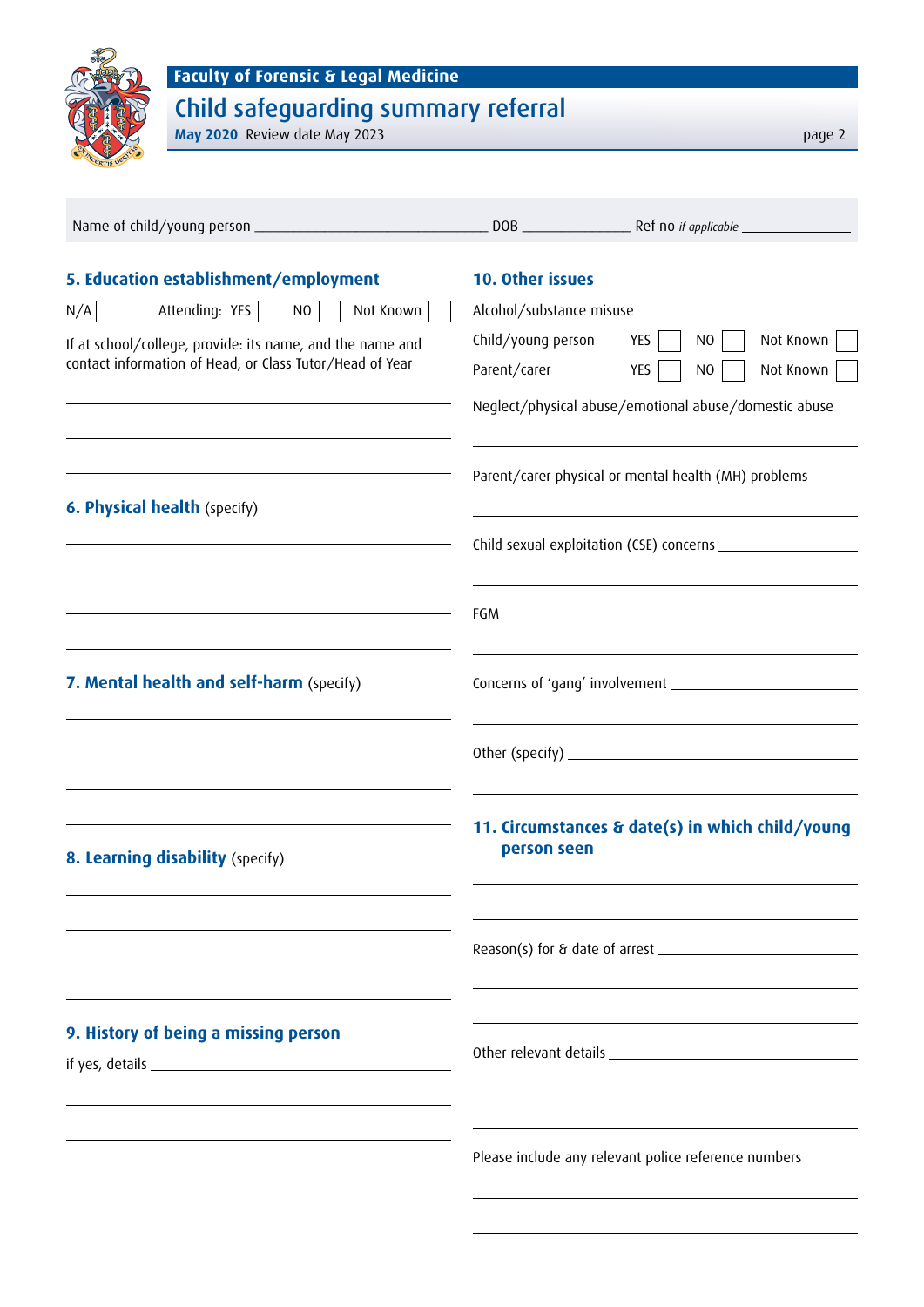Name of child/young person ______________________________ DOB ______________ Ref no *if applicable* ______________

## 5. Education establishment/employment

N/A ☐ Attending: YES ☐ NO ☐ Not Known ☐

If at school/college, provide: its name, and the name and contact information of Head, or Class Tutor/Head of Year

______________________________

______________________________

______________________________

## 6. Physical health (specify)

______________________________

______________________________

______________________________

______________________________

## 7. Mental health and self-harm (specify)

______________________________

______________________________

______________________________

______________________________

## 8. Learning disability (specify)

______________________________

______________________________

______________________________

______________________________

## 9. History of being a missing person

if yes, details ______________________________

______________________________

______________________________

______________________________

## 10. Other issues

Alcohol/substance misuse

| | | | |
|---|---|---|---|
| Child/young person | YES ☐ | NO ☐ | Not Known ☐ |
| Parent/carer | YES ☐ | NO ☐ | Not Known ☐ |

Neglect/physical abuse/emotional abuse/domestic abuse

______________________________

Parent/carer physical or mental health (MH) problems

______________________________

Child sexual exploitation (CSE) concerns ______________________________

______________________________

FGM ______________________________

______________________________

Concerns of 'gang' involvement ______________________________

______________________________

Other (specify) ______________________________

______________________________

## 11. Circumstances & date(s) in which child/young person seen

______________________________

______________________________

Reason(s) for & date of arrest ______________________________

______________________________

______________________________

Other relevant details ______________________________

______________________________

______________________________

Please include any relevant police reference numbers

______________________________

______________________________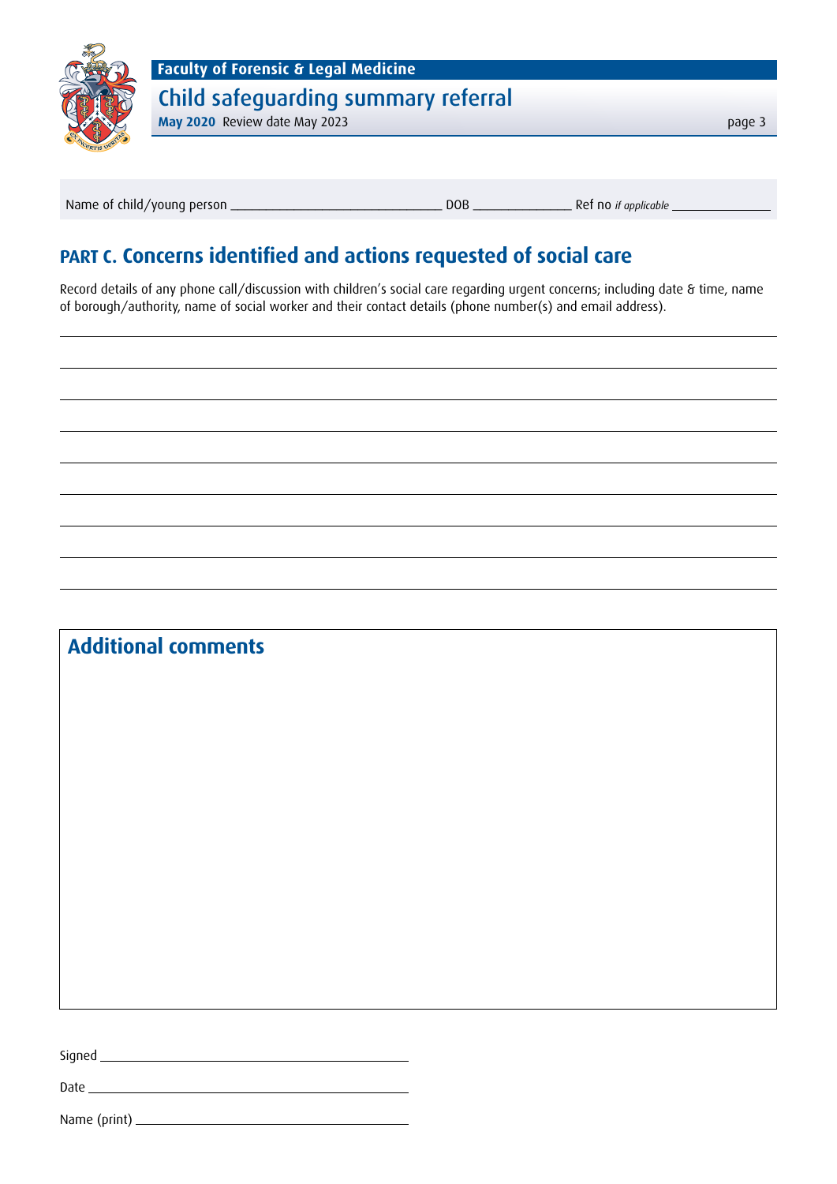Name of child/young person ______________________________ DOB ______________ Ref no *if applicable* ______________

## PART C. Concerns identified and actions requested of social care

Record details of any phone call/discussion with children's social care regarding urgent concerns; including date & time, name of borough/authority, name of social worker and their contact details (phone number(s) and email address).

________________________________________________________________________________

________________________________________________________________________________

________________________________________________________________________________

________________________________________________________________________________

________________________________________________________________________________

________________________________________________________________________________

________________________________________________________________________________

________________________________________________________________________________

## Additional comments

Signed ________________________________________

Date ________________________________________

Name (print) ________________________________________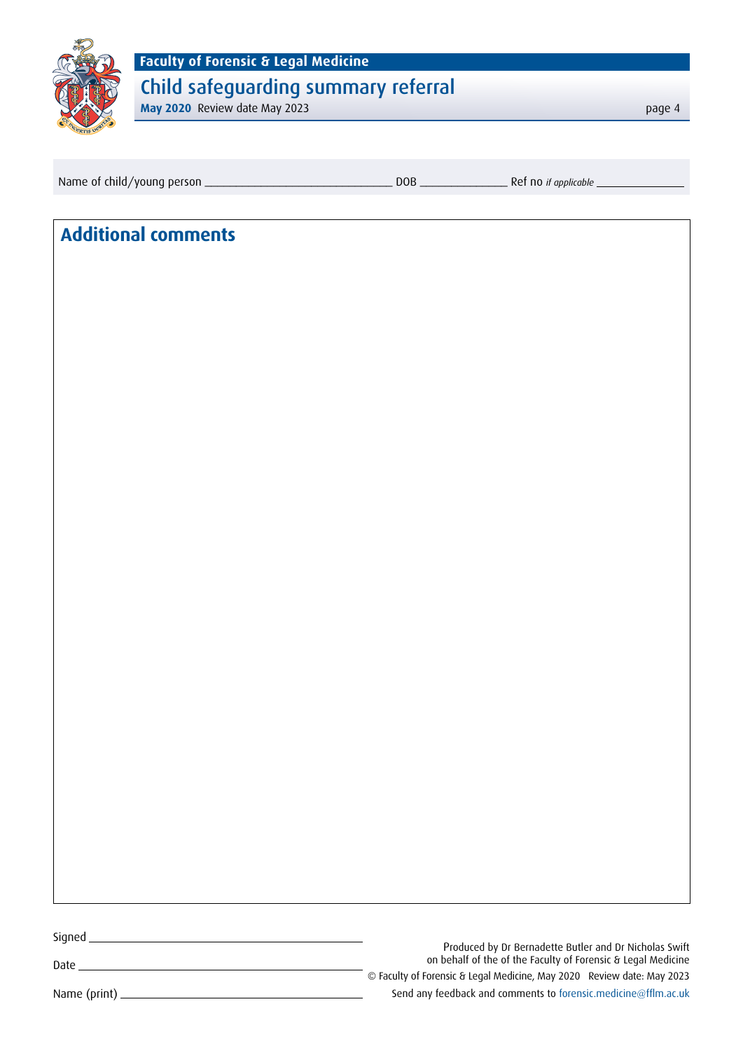Name of child/young person ______________________________ DOB ______________ Ref no *if applicable* ______________

## Additional comments

Signed ____________________________________________

Date ____________________________________________

Name (print) ____________________________________________

Produced by Dr Bernadette Butler and Dr Nicholas Swift
on behalf of the of the Faculty of Forensic & Legal Medicine

© Faculty of Forensic & Legal Medicine, May 2020 Review date: May 2023

Send any feedback and comments to forensic.medicine@fflm.ac.uk